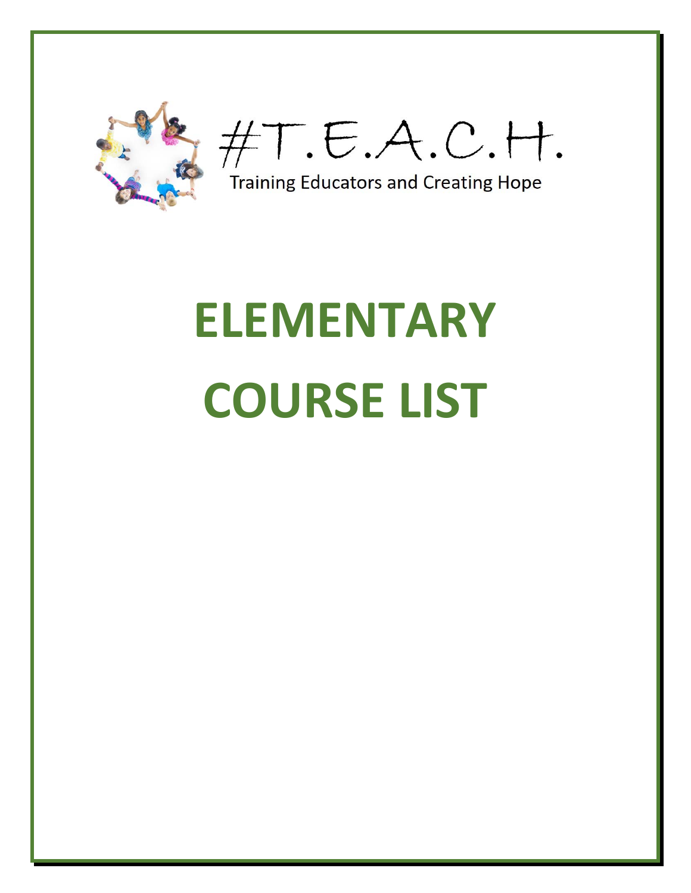#T.E.A.C.H.

Training Educators and Creating Hope

# ELEMENTARY

# COURSE LIST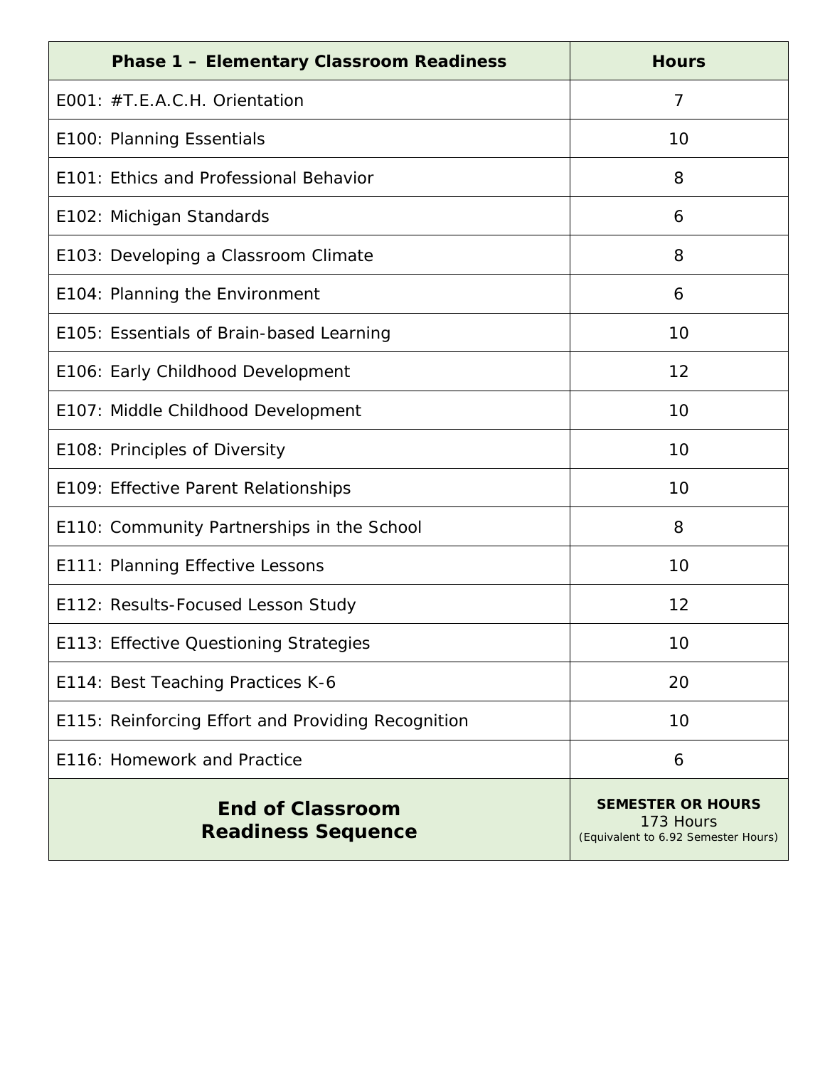| Phase 1 – Elementary Classroom Readiness | Hours |
|---|---|
| E001: #T.E.A.C.H. Orientation | 7 |
| E100: Planning Essentials | 10 |
| E101: Ethics and Professional Behavior | 8 |
| E102: Michigan Standards | 6 |
| E103: Developing a Classroom Climate | 8 |
| E104: Planning the Environment | 6 |
| E105: Essentials of Brain-based Learning | 10 |
| E106: Early Childhood Development | 12 |
| E107: Middle Childhood Development | 10 |
| E108: Principles of Diversity | 10 |
| E109: Effective Parent Relationships | 10 |
| E110: Community Partnerships in the School | 8 |
| E111: Planning Effective Lessons | 10 |
| E112: Results-Focused Lesson Study | 12 |
| E113: Effective Questioning Strategies | 10 |
| E114: Best Teaching Practices K-6 | 20 |
| E115: Reinforcing Effort and Providing Recognition | 10 |
| E116: Homework and Practice | 6 |
| **End of Classroom Readiness Sequence** | **SEMESTER OR HOURS** 173 Hours (Equivalent to 6.92 Semester Hours) |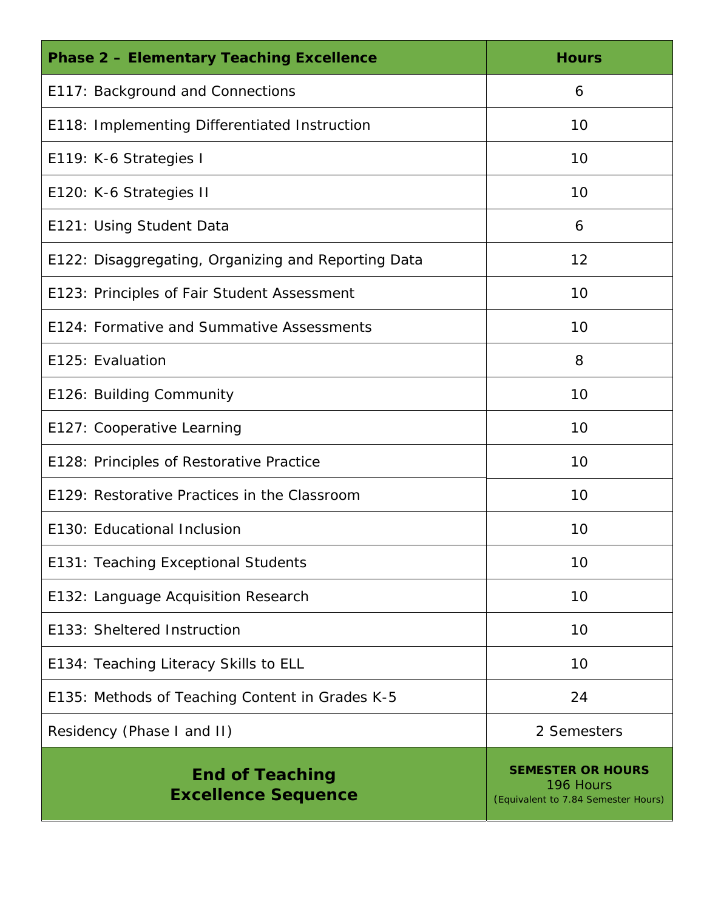| Phase 2 – Elementary Teaching Excellence | Hours |
|---|---|
| E117: Background and Connections | 6 |
| E118: Implementing Differentiated Instruction | 10 |
| E119: K-6 Strategies I | 10 |
| E120: K-6 Strategies II | 10 |
| E121: Using Student Data | 6 |
| E122: Disaggregating, Organizing and Reporting Data | 12 |
| E123: Principles of Fair Student Assessment | 10 |
| E124: Formative and Summative Assessments | 10 |
| E125: Evaluation | 8 |
| E126: Building Community | 10 |
| E127: Cooperative Learning | 10 |
| E128: Principles of Restorative Practice | 10 |
| E129: Restorative Practices in the Classroom | 10 |
| E130: Educational Inclusion | 10 |
| E131: Teaching Exceptional Students | 10 |
| E132: Language Acquisition Research | 10 |
| E133: Sheltered Instruction | 10 |
| E134: Teaching Literacy Skills to ELL | 10 |
| E135: Methods of Teaching Content in Grades K-5 | 24 |
| Residency (Phase I and II) | 2 Semesters |
| **End of Teaching Excellence Sequence** | **SEMESTER OR HOURS** 196 Hours (Equivalent to 7.84 Semester Hours) |